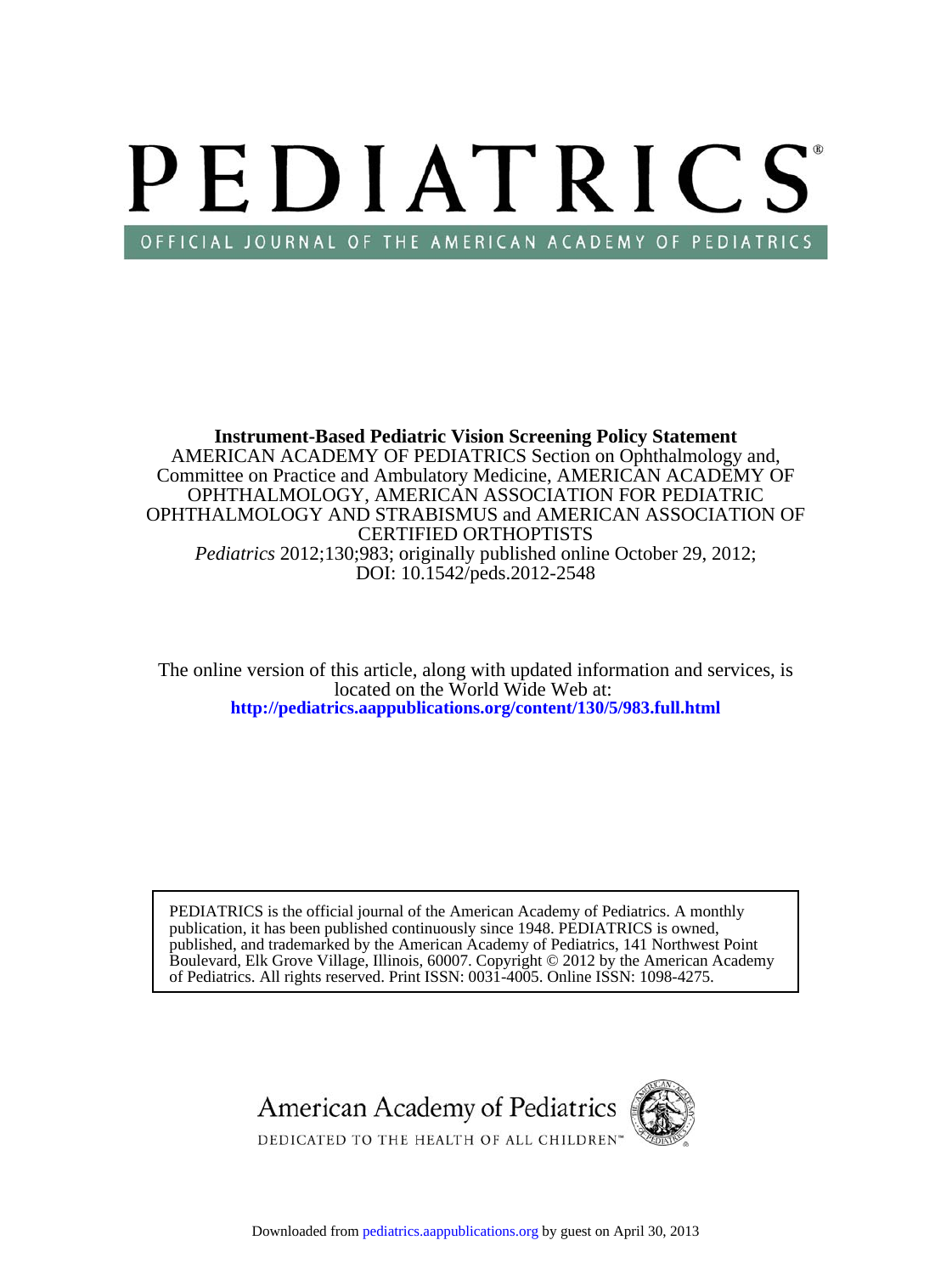# PEDIATRICS

OFFICIAL JOURNAL OF THE AMERICAN ACADEMY OF PEDIATRICS

**Instrument-Based Pediatric Vision Screening Policy Statement**

AMERICAN ACADEMY OF PEDIATRICS Section on Ophthalmology and, Committee on Practice and Ambulatory Medicine, AMERICAN ACADEMY OF OPHTHALMOLOGY, AMERICAN ASSOCIATION FOR PEDIATRIC OPHTHALMOLOGY AND STRABISMUS and AMERICAN ASSOCIATION OF CERTIFIED ORTHOPTISTS

*Pediatrics* 2012;130;983; originally published online October 29, 2012;
DOI: 10.1542/peds.2012-2548

The online version of this article, along with updated information and services, is located on the World Wide Web at:
**http://pediatrics.aappublications.org/content/130/5/983.full.html**

PEDIATRICS is the official journal of the American Academy of Pediatrics. A monthly publication, it has been published continuously since 1948. PEDIATRICS is owned, published, and trademarked by the American Academy of Pediatrics, 141 Northwest Point Boulevard, Elk Grove Village, Illinois, 60007. Copyright © 2012 by the American Academy of Pediatrics. All rights reserved. Print ISSN: 0031-4005. Online ISSN: 1098-4275.

American Academy of Pediatrics

DEDICATED TO THE HEALTH OF ALL CHILDREN™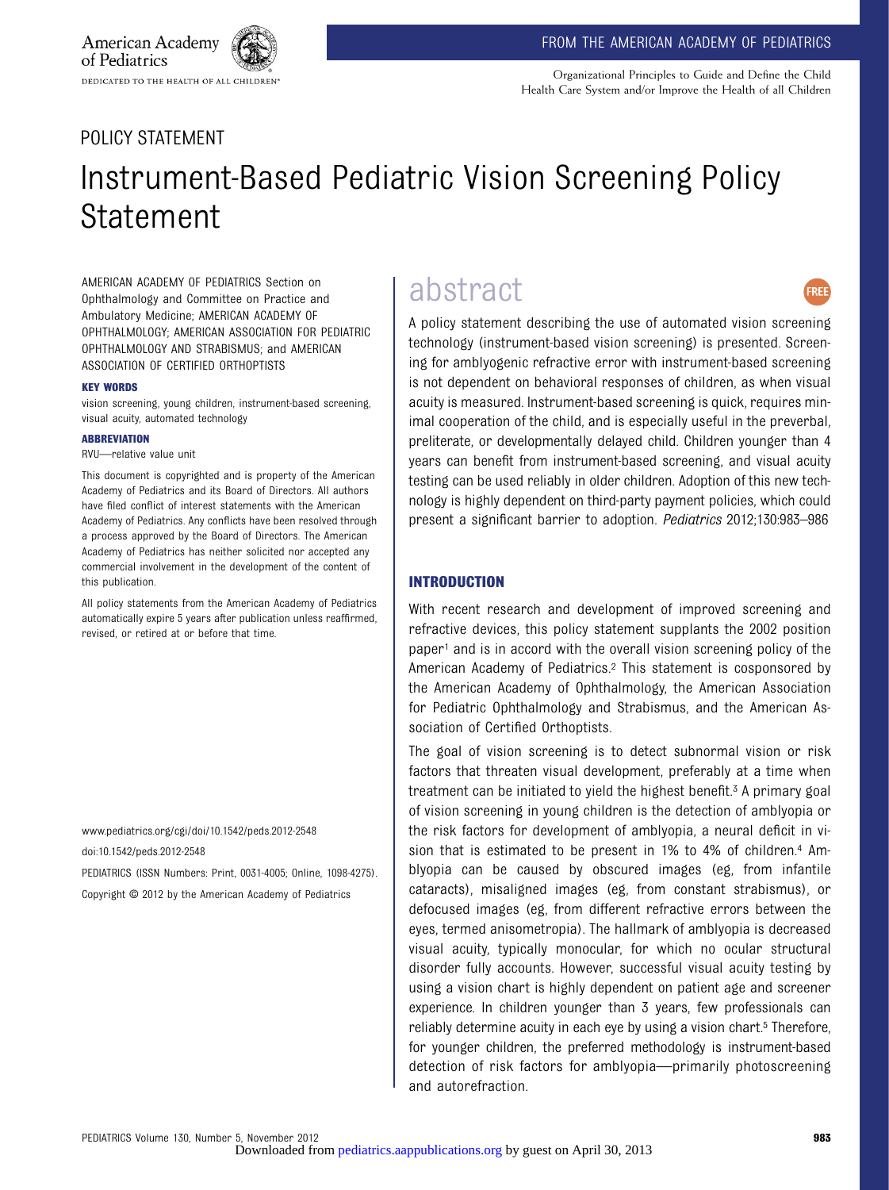POLICY STATEMENT

# Instrument-Based Pediatric Vision Screening Policy Statement

AMERICAN ACADEMY OF PEDIATRICS Section on Ophthalmology and Committee on Practice and Ambulatory Medicine; AMERICAN ACADEMY OF OPHTHALMOLOGY; AMERICAN ASSOCIATION FOR PEDIATRIC OPHTHALMOLOGY AND STRABISMUS; and AMERICAN ASSOCIATION OF CERTIFIED ORTHOPTISTS

**KEY WORDS**

vision screening, young children, instrument-based screening, visual acuity, automated technology

**ABBREVIATION**

RVU—relative value unit

This document is copyrighted and is property of the American Academy of Pediatrics and its Board of Directors. All authors have filed conflict of interest statements with the American Academy of Pediatrics. Any conflicts have been resolved through a process approved by the Board of Directors. The American Academy of Pediatrics has neither solicited nor accepted any commercial involvement in the development of the content of this publication.

All policy statements from the American Academy of Pediatrics automatically expire 5 years after publication unless reaffirmed, revised, or retired at or before that time.

www.pediatrics.org/cgi/doi/10.1542/peds.2012-2548

doi:10.1542/peds.2012-2548

PEDIATRICS (ISSN Numbers: Print, 0031-4005; Online, 1098-4275).

Copyright © 2012 by the American Academy of Pediatrics

## abstract

A policy statement describing the use of automated vision screening technology (instrument-based vision screening) is presented. Screening for amblyogenic refractive error with instrument-based screening is not dependent on behavioral responses of children, as when visual acuity is measured. Instrument-based screening is quick, requires minimal cooperation of the child, and is especially useful in the preverbal, preliterate, or developmentally delayed child. Children younger than 4 years can benefit from instrument-based screening, and visual acuity testing can be used reliably in older children. Adoption of this new technology is highly dependent on third-party payment policies, which could present a significant barrier to adoption. *Pediatrics* 2012;130:983–986

## INTRODUCTION

With recent research and development of improved screening and refractive devices, this policy statement supplants the 2002 position paper[1] and is in accord with the overall vision screening policy of the American Academy of Pediatrics.[2] This statement is cosponsored by the American Academy of Ophthalmology, the American Association for Pediatric Ophthalmology and Strabismus, and the American Association of Certified Orthoptists.

The goal of vision screening is to detect subnormal vision or risk factors that threaten visual development, preferably at a time when treatment can be initiated to yield the highest benefit.[3] A primary goal of vision screening in young children is the detection of amblyopia or the risk factors for development of amblyopia, a neural deficit in vision that is estimated to be present in 1% to 4% of children.[4] Amblyopia can be caused by obscured images (eg, from infantile cataracts), misaligned images (eg, from constant strabismus), or defocused images (eg, from different refractive errors between the eyes, termed anisometropia). The hallmark of amblyopia is decreased visual acuity, typically monocular, for which no ocular structural disorder fully accounts. However, successful visual acuity testing by using a vision chart is highly dependent on patient age and screener experience. In children younger than 3 years, few professionals can reliably determine acuity in each eye by using a vision chart.[5] Therefore, for younger children, the preferred methodology is instrument-based detection of risk factors for amblyopia—primarily photoscreening and autorefraction.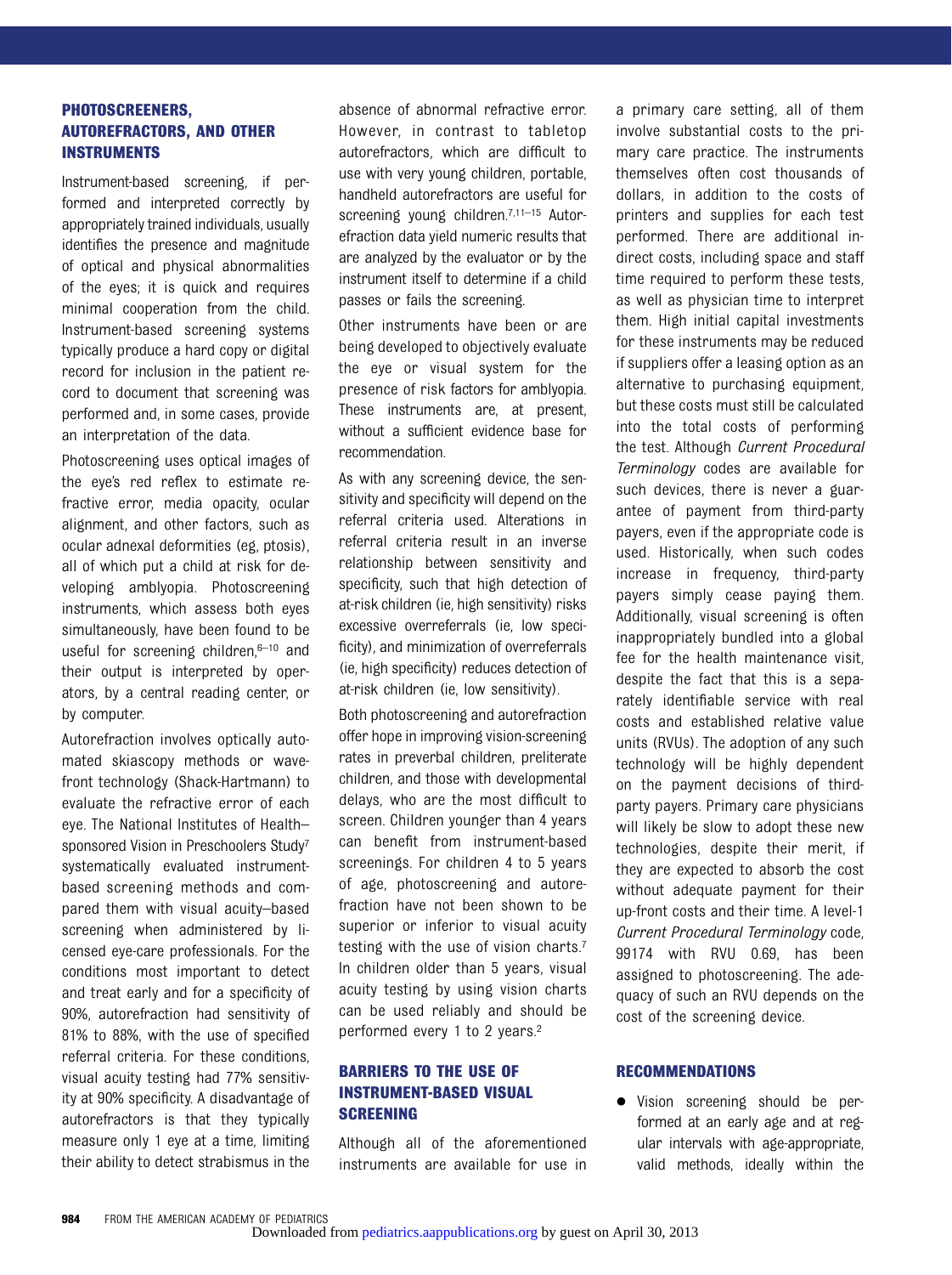## PHOTOSCREENERS, AUTOREFRACTORS, AND OTHER INSTRUMENTS

Instrument-based screening, if performed and interpreted correctly by appropriately trained individuals, usually identifies the presence and magnitude of optical and physical abnormalities of the eyes; it is quick and requires minimal cooperation from the child. Instrument-based screening systems typically produce a hard copy or digital record for inclusion in the patient record to document that screening was performed and, in some cases, provide an interpretation of the data.

Photoscreening uses optical images of the eye's red reflex to estimate refractive error, media opacity, ocular alignment, and other factors, such as ocular adnexal deformities (eg, ptosis), all of which put a child at risk for developing amblyopia. Photoscreening instruments, which assess both eyes simultaneously, have been found to be useful for screening children,[6–10] and their output is interpreted by operators, by a central reading center, or by computer.

Autorefraction involves optically automated skiascopy methods or wavefront technology (Shack-Hartmann) to evaluate the refractive error of each eye. The National Institutes of Health–sponsored Vision in Preschoolers Study[7] systematically evaluated instrument-based screening methods and compared them with visual acuity–based screening when administered by licensed eye-care professionals. For the conditions most important to detect and treat early and for a specificity of 90%, autorefraction had sensitivity of 81% to 88%, with the use of specified referral criteria. For these conditions, visual acuity testing had 77% sensitivity at 90% specificity. A disadvantage of autorefractors is that they typically measure only 1 eye at a time, limiting their ability to detect strabismus in the absence of abnormal refractive error. However, in contrast to tabletop autorefractors, which are difficult to use with very young children, portable, handheld autorefractors are useful for screening young children.[7,11–15] Autorefraction data yield numeric results that are analyzed by the evaluator or by the instrument itself to determine if a child passes or fails the screening.

Other instruments have been or are being developed to objectively evaluate the eye or visual system for the presence of risk factors for amblyopia. These instruments are, at present, without a sufficient evidence base for recommendation.

As with any screening device, the sensitivity and specificity will depend on the referral criteria used. Alterations in referral criteria result in an inverse relationship between sensitivity and specificity, such that high detection of at-risk children (ie, high sensitivity) risks excessive overreferrals (ie, low specificity), and minimization of overreferrals (ie, high specificity) reduces detection of at-risk children (ie, low sensitivity).

Both photoscreening and autorefraction offer hope in improving vision-screening rates in preverbal children, preliterate children, and those with developmental delays, who are the most difficult to screen. Children younger than 4 years can benefit from instrument-based screenings. For children 4 to 5 years of age, photoscreening and autorefraction have not been shown to be superior or inferior to visual acuity testing with the use of vision charts.[7] In children older than 5 years, visual acuity testing by using vision charts can be used reliably and should be performed every 1 to 2 years.[2]

## BARRIERS TO THE USE OF INSTRUMENT-BASED VISUAL SCREENING

Although all of the aforementioned instruments are available for use in a primary care setting, all of them involve substantial costs to the primary care practice. The instruments themselves often cost thousands of dollars, in addition to the costs of printers and supplies for each test performed. There are additional indirect costs, including space and staff time required to perform these tests, as well as physician time to interpret them. High initial capital investments for these instruments may be reduced if suppliers offer a leasing option as an alternative to purchasing equipment, but these costs must still be calculated into the total costs of performing the test. Although *Current Procedural Terminology* codes are available for such devices, there is never a guarantee of payment from third-party payers, even if the appropriate code is used. Historically, when such codes increase in frequency, third-party payers simply cease paying them. Additionally, visual screening is often inappropriately bundled into a global fee for the health maintenance visit, despite the fact that this is a separately identifiable service with real costs and established relative value units (RVUs). The adoption of any such technology will be highly dependent on the payment decisions of third-party payers. Primary care physicians will likely be slow to adopt these new technologies, despite their merit, if they are expected to absorb the cost without adequate payment for their up-front costs and their time. A level-1 *Current Procedural Terminology* code, 99174 with RVU 0.69, has been assigned to photoscreening. The adequacy of such an RVU depends on the cost of the screening device.

## RECOMMENDATIONS

- Vision screening should be performed at an early age and at regular intervals with age-appropriate, valid methods, ideally within the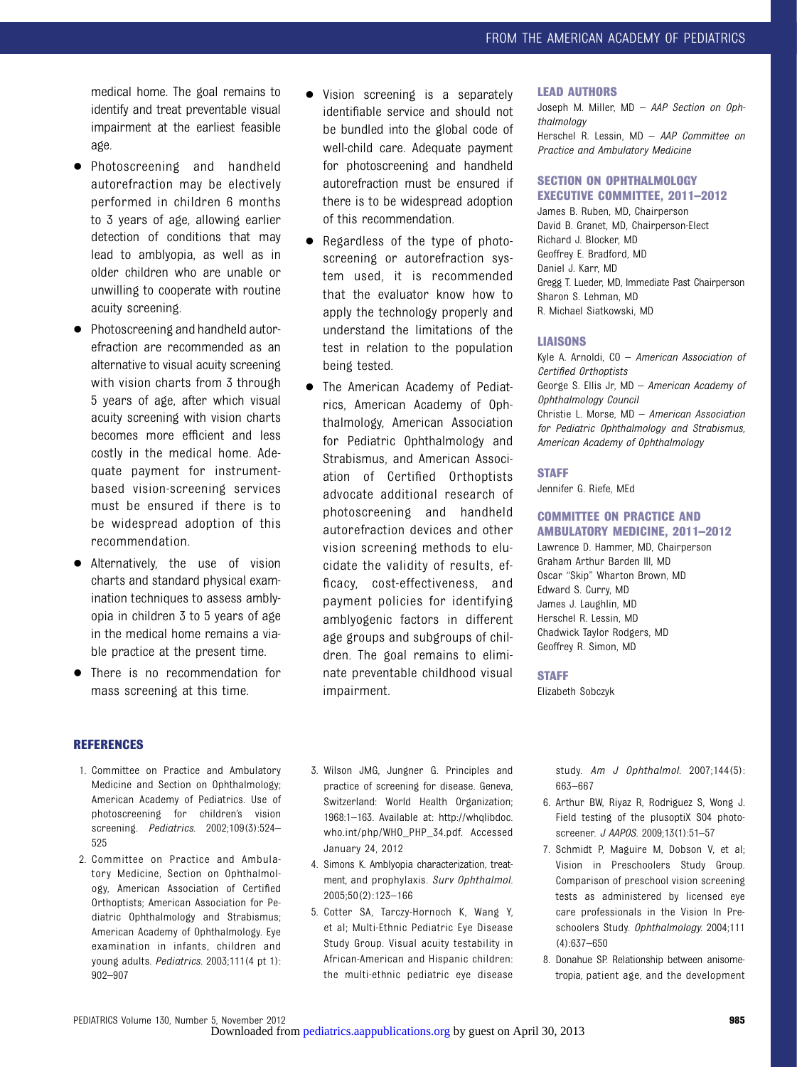medical home. The goal remains to identify and treat preventable visual impairment at the earliest feasible age.

- Photoscreening and handheld autorefraction may be electively performed in children 6 months to 3 years of age, allowing earlier detection of conditions that may lead to amblyopia, as well as in older children who are unable or unwilling to cooperate with routine acuity screening.
- Photoscreening and handheld autorefraction are recommended as an alternative to visual acuity screening with vision charts from 3 through 5 years of age, after which visual acuity screening with vision charts becomes more efficient and less costly in the medical home. Adequate payment for instrument-based vision-screening services must be ensured if there is to be widespread adoption of this recommendation.
- Alternatively, the use of vision charts and standard physical examination techniques to assess amblyopia in children 3 to 5 years of age in the medical home remains a viable practice at the present time.
- There is no recommendation for mass screening at this time.
- Vision screening is a separately identifiable service and should not be bundled into the global code of well-child care. Adequate payment for photoscreening and handheld autorefraction must be ensured if there is to be widespread adoption of this recommendation.
- Regardless of the type of photoscreening or autorefraction system used, it is recommended that the evaluator know how to apply the technology properly and understand the limitations of the test in relation to the population being tested.
- The American Academy of Pediatrics, American Academy of Ophthalmology, American Association for Pediatric Ophthalmology and Strabismus, and American Association of Certified Orthoptists advocate additional research of photoscreening and handheld autorefraction devices and other vision screening methods to elucidate the validity of results, efficacy, cost-effectiveness, and payment policies for identifying amblyogenic factors in different age groups and subgroups of children. The goal remains to eliminate preventable childhood visual impairment.

### LEAD AUTHORS

Joseph M. Miller, MD – *AAP Section on Ophthalmology*
Herschel R. Lessin, MD – *AAP Committee on Practice and Ambulatory Medicine*

### SECTION ON OPHTHALMOLOGY EXECUTIVE COMMITTEE, 2011–2012

James B. Ruben, MD, Chairperson
David B. Granet, MD, Chairperson-Elect
Richard J. Blocker, MD
Geoffrey E. Bradford, MD
Daniel J. Karr, MD
Gregg T. Lueder, MD, Immediate Past Chairperson
Sharon S. Lehman, MD
R. Michael Siatkowski, MD

### LIAISONS

Kyle A. Arnoldi, CO – *American Association of Certified Orthoptists*
George S. Ellis Jr, MD – *American Academy of Ophthalmology Council*
Christie L. Morse, MD – *American Association for Pediatric Ophthalmology and Strabismus, American Academy of Ophthalmology*

### STAFF

Jennifer G. Riefe, MEd

### COMMITTEE ON PRACTICE AND AMBULATORY MEDICINE, 2011–2012

Lawrence D. Hammer, MD, Chairperson
Graham Arthur Barden III, MD
Oscar "Skip" Wharton Brown, MD
Edward S. Curry, MD
James J. Laughlin, MD
Herschel R. Lessin, MD
Chadwick Taylor Rodgers, MD
Geoffrey R. Simon, MD

### STAFF

Elizabeth Sobczyk

## REFERENCES

1. Committee on Practice and Ambulatory Medicine and Section on Ophthalmology; American Academy of Pediatrics. Use of photoscreening for children's vision screening. *Pediatrics*. 2002;109(3):524–525
2. Committee on Practice and Ambulatory Medicine, Section on Ophthalmology, American Association of Certified Orthoptists; American Association for Pediatric Ophthalmology and Strabismus; American Academy of Ophthalmology. Eye examination in infants, children and young adults. *Pediatrics*. 2003;111(4 pt 1):902–907
3. Wilson JMG, Jungner G. Principles and practice of screening for disease. Geneva, Switzerland: World Health Organization; 1968:1–163. Available at: http://whqlibdoc.who.int/php/WHO_PHP_34.pdf. Accessed January 24, 2012
4. Simons K. Amblyopia characterization, treatment, and prophylaxis. *Surv Ophthalmol*. 2005;50(2):123–166
5. Cotter SA, Tarczy-Hornoch K, Wang Y, et al; Multi-Ethnic Pediatric Eye Disease Study Group. Visual acuity testability in African-American and Hispanic children: the multi-ethnic pediatric eye disease study. *Am J Ophthalmol*. 2007;144(5):663–667
6. Arthur BW, Riyaz R, Rodriguez S, Wong J. Field testing of the plusoptiX S04 photoscreener. *J AAPOS*. 2009;13(1):51–57
7. Schmidt P, Maguire M, Dobson V, et al; Vision in Preschoolers Study Group. Comparison of preschool vision screening tests as administered by licensed eye care professionals in the Vision In Preschoolers Study. *Ophthalmology*. 2004;111(4):637–650
8. Donahue SP. Relationship between anisometropia, patient age, and the development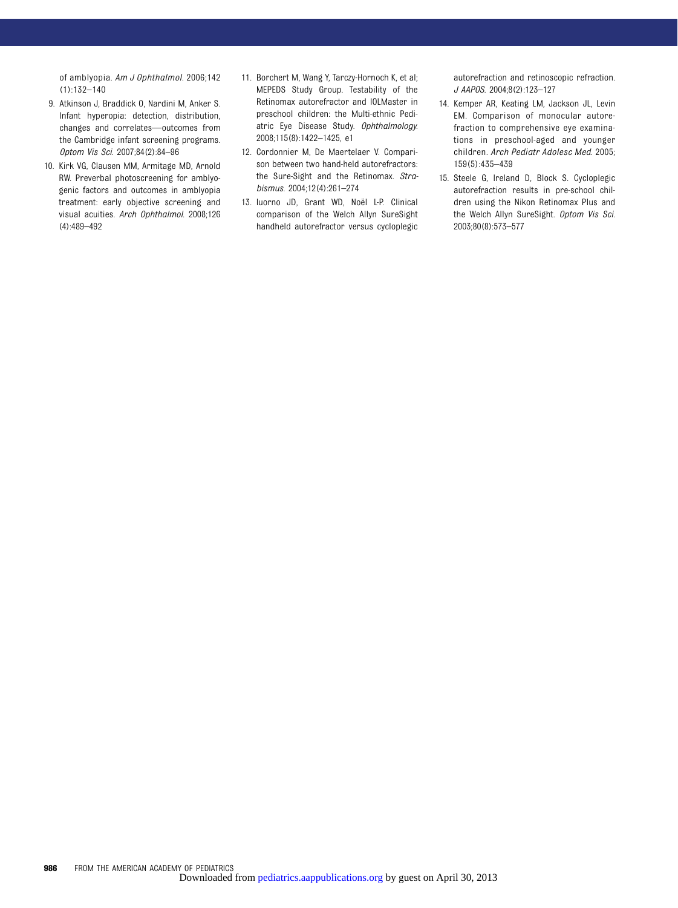of amblyopia. *Am J Ophthalmol*. 2006;142(1):132–140

9. Atkinson J, Braddick O, Nardini M, Anker S. Infant hyperopia: detection, distribution, changes and correlates—outcomes from the Cambridge infant screening programs. *Optom Vis Sci*. 2007;84(2):84–96
10. Kirk VG, Clausen MM, Armitage MD, Arnold RW. Preverbal photoscreening for amblyogenic factors and outcomes in amblyopia treatment: early objective screening and visual acuities. *Arch Ophthalmol*. 2008;126(4):489–492
11. Borchert M, Wang Y, Tarczy-Hornoch K, et al; MEPEDS Study Group. Testability of the Retinomax autorefractor and IOLMaster in preschool children: the Multi-ethnic Pediatric Eye Disease Study. *Ophthalmology*. 2008;115(8):1422–1425, e1
12. Cordonnier M, De Maertelaer V. Comparison between two hand-held autorefractors: the Sure-Sight and the Retinomax. *Strabismus*. 2004;12(4):261–274
13. Iuorno JD, Grant WD, Noël L-P. Clinical comparison of the Welch Allyn SureSight handheld autorefractor versus cycloplegic autorefraction and retinoscopic refraction. *J AAPOS*. 2004;8(2):123–127
14. Kemper AR, Keating LM, Jackson JL, Levin EM. Comparison of monocular autorefraction to comprehensive eye examinations in preschool-aged and younger children. *Arch Pediatr Adolesc Med*. 2005;159(5):435–439
15. Steele G, Ireland D, Block S. Cycloplegic autorefraction results in pre-school children using the Nikon Retinomax Plus and the Welch Allyn SureSight. *Optom Vis Sci*. 2003;80(8):573–577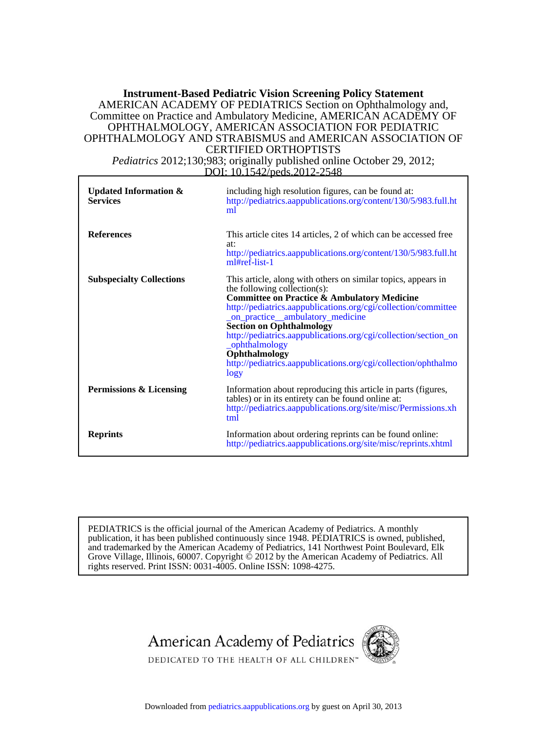**Instrument-Based Pediatric Vision Screening Policy Statement**

AMERICAN ACADEMY OF PEDIATRICS Section on Ophthalmology and, Committee on Practice and Ambulatory Medicine, AMERICAN ACADEMY OF OPHTHALMOLOGY, AMERICAN ASSOCIATION FOR PEDIATRIC OPHTHALMOLOGY AND STRABISMUS and AMERICAN ASSOCIATION OF CERTIFIED ORTHOPTISTS

*Pediatrics* 2012;130;983; originally published online October 29, 2012;

DOI: 10.1542/peds.2012-2548

| | |
|---|---|
| **Updated Information & Services** | including high resolution figures, can be found at: http://pediatrics.aappublications.org/content/130/5/983.full.html |
| **References** | This article cites 14 articles, 2 of which can be accessed free at: http://pediatrics.aappublications.org/content/130/5/983.full.html#ref-list-1 |
| **Subspecialty Collections** | This article, along with others on similar topics, appears in the following collection(s): **Committee on Practice & Ambulatory Medicine** http://pediatrics.aappublications.org/cgi/collection/committee_on_practice__ambulatory_medicine **Section on Ophthalmology** http://pediatrics.aappublications.org/cgi/collection/section_on_ophthalmology **Ophthalmology** http://pediatrics.aappublications.org/cgi/collection/ophthalmology |
| **Permissions & Licensing** | Information about reproducing this article in parts (figures, tables) or in its entirety can be found online at: http://pediatrics.aappublications.org/site/misc/Permissions.xhtml |
| **Reprints** | Information about ordering reprints can be found online: http://pediatrics.aappublications.org/site/misc/reprints.xhtml |

PEDIATRICS is the official journal of the American Academy of Pediatrics. A monthly publication, it has been published continuously since 1948. PEDIATRICS is owned, published, and trademarked by the American Academy of Pediatrics, 141 Northwest Point Boulevard, Elk Grove Village, Illinois, 60007. Copyright © 2012 by the American Academy of Pediatrics. All rights reserved. Print ISSN: 0031-4005. Online ISSN: 1098-4275.

American Academy of Pediatrics

DEDICATED TO THE HEALTH OF ALL CHILDREN™